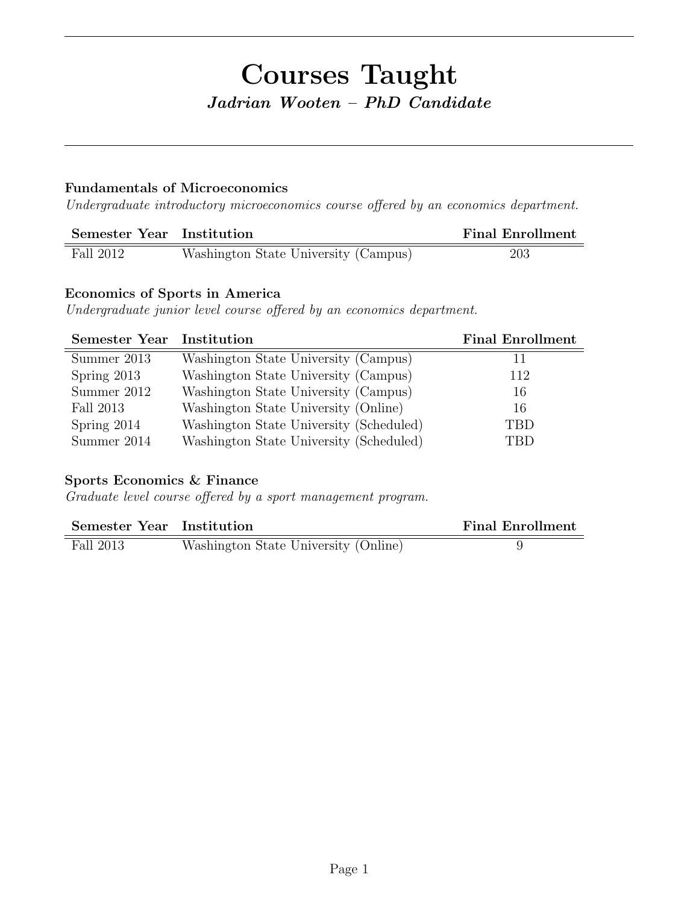# Courses Taught

## *Jadrian Wooten – PhD Candidate*

### Fundamentals of Microeconomics

*Undergraduate introductory microeconomics course offered by an economics department.*

| Semester Year | Institution | Final Enrollment |
| --- | --- | --- |
| Fall 2012 | Washington State University (Campus) | 203 |

### Economics of Sports in America

*Undergraduate junior level course offered by an economics department.*

| Semester Year | Institution | Final Enrollment |
| --- | --- | --- |
| Summer 2013 | Washington State University (Campus) | 11 |
| Spring 2013 | Washington State University (Campus) | 112 |
| Summer 2012 | Washington State University (Campus) | 16 |
| Fall 2013 | Washington State University (Online) | 16 |
| Spring 2014 | Washington State University (Scheduled) | TBD |
| Summer 2014 | Washington State University (Scheduled) | TBD |

### Sports Economics & Finance

*Graduate level course offered by a sport management program.*

| Semester Year | Institution | Final Enrollment |
| --- | --- | --- |
| Fall 2013 | Washington State University (Online) | 9 |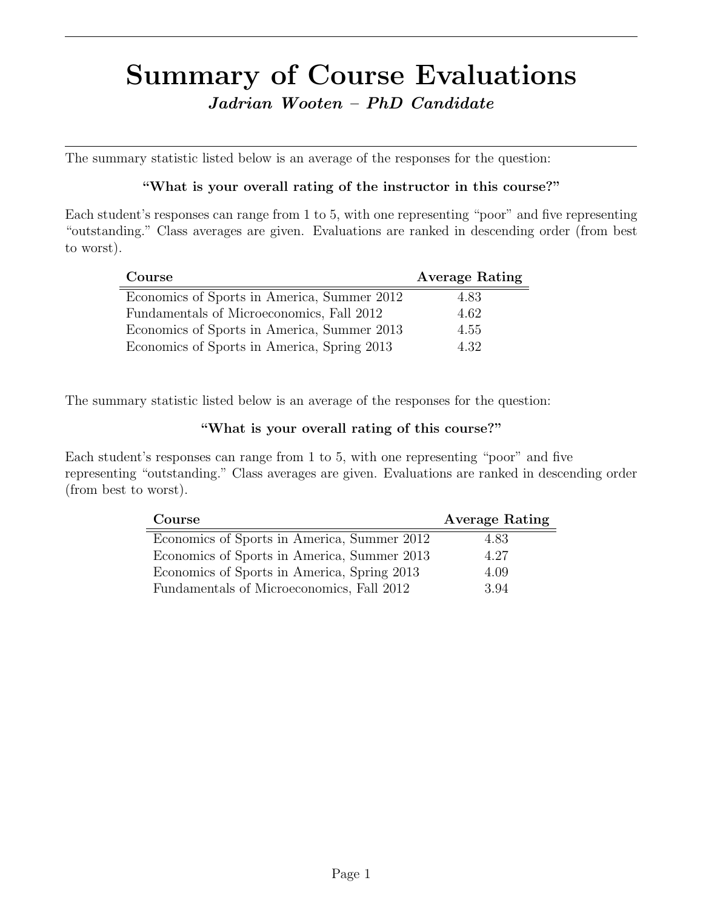# Summary of Course Evaluations

*Jadrian Wooten – PhD Candidate*

The summary statistic listed below is an average of the responses for the question:

**"What is your overall rating of the instructor in this course?"**

Each student's responses can range from 1 to 5, with one representing "poor" and five representing "outstanding." Class averages are given. Evaluations are ranked in descending order (from best to worst).

| Course | Average Rating |
|---|---|
| Economics of Sports in America, Summer 2012 | 4.83 |
| Fundamentals of Microeconomics, Fall 2012 | 4.62 |
| Economics of Sports in America, Summer 2013 | 4.55 |
| Economics of Sports in America, Spring 2013 | 4.32 |

The summary statistic listed below is an average of the responses for the question:

**"What is your overall rating of this course?"**

Each student's responses can range from 1 to 5, with one representing "poor" and five representing "outstanding." Class averages are given. Evaluations are ranked in descending order (from best to worst).

| Course | Average Rating |
|---|---|
| Economics of Sports in America, Summer 2012 | 4.83 |
| Economics of Sports in America, Summer 2013 | 4.27 |
| Economics of Sports in America, Spring 2013 | 4.09 |
| Fundamentals of Microeconomics, Fall 2012 | 3.94 |